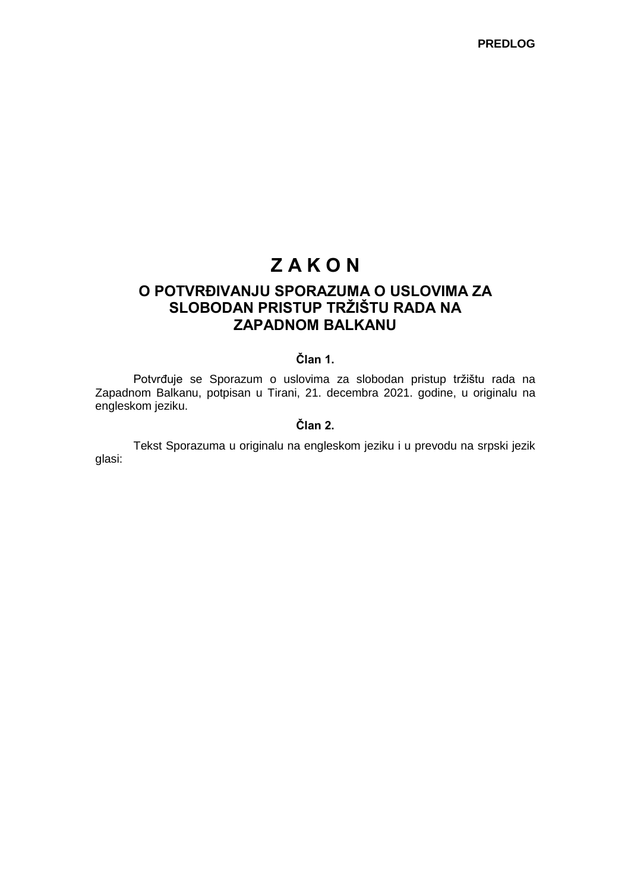**PREDLOG**

# Z A K O N

## O POTVRĐIVANJU SPORAZUMA O USLOVIMA ZA SLOBODAN PRISTUP TRŽIŠTU RADA NA ZAPADNOM BALKANU

### Član 1.

Potvrđuje se Sporazum o uslovima za slobodan pristup tržištu rada na Zapadnom Balkanu, potpisan u Tirani, 21. decembra 2021. godine, u originalu na engleskom jeziku.

### Član 2.

Tekst Sporazuma u originalu na engleskom jeziku i u prevodu na srpski jezik glasi: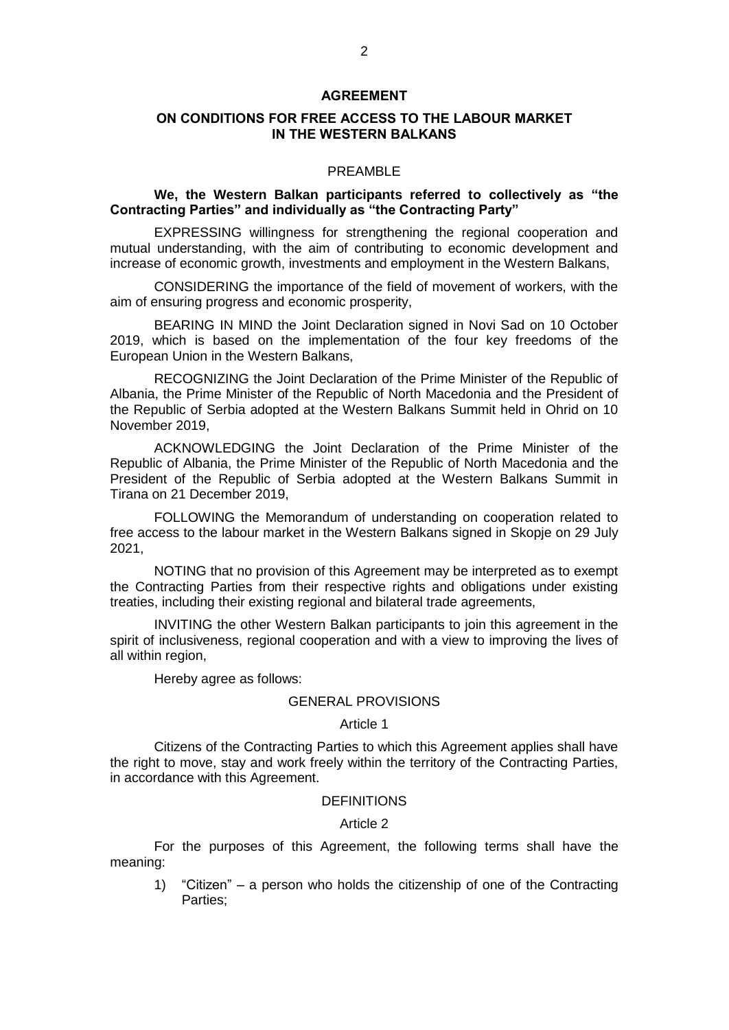# AGREEMENT

## ON CONDITIONS FOR FREE ACCESS TO THE LABOUR MARKET IN THE WESTERN BALKANS

### PREAMBLE

**We, the Western Balkan participants referred to collectively as "the Contracting Parties" and individually as "the Contracting Party"**

EXPRESSING willingness for strengthening the regional cooperation and mutual understanding, with the aim of contributing to economic development and increase of economic growth, investments and employment in the Western Balkans,

CONSIDERING the importance of the field of movement of workers, with the aim of ensuring progress and economic prosperity,

BEARING IN MIND the Joint Declaration signed in Novi Sad on 10 October 2019, which is based on the implementation of the four key freedoms of the European Union in the Western Balkans,

RECOGNIZING the Joint Declaration of the Prime Minister of the Republic of Albania, the Prime Minister of the Republic of North Macedonia and the President of the Republic of Serbia adopted at the Western Balkans Summit held in Ohrid on 10 November 2019,

ACKNOWLEDGING the Joint Declaration of the Prime Minister of the Republic of Albania, the Prime Minister of the Republic of North Macedonia and the President of the Republic of Serbia adopted at the Western Balkans Summit in Tirana on 21 December 2019,

FOLLOWING the Memorandum of understanding on cooperation related to free access to the labour market in the Western Balkans signed in Skopje on 29 July 2021,

NOTING that no provision of this Agreement may be interpreted as to exempt the Contracting Parties from their respective rights and obligations under existing treaties, including their existing regional and bilateral trade agreements,

INVITING the other Western Balkan participants to join this agreement in the spirit of inclusiveness, regional cooperation and with a view to improving the lives of all within region,

Hereby agree as follows:

### GENERAL PROVISIONS

#### Article 1

Citizens of the Contracting Parties to which this Agreement applies shall have the right to move, stay and work freely within the territory of the Contracting Parties, in accordance with this Agreement.

### DEFINITIONS

#### Article 2

For the purposes of this Agreement, the following terms shall have the meaning:

1) "Citizen" – a person who holds the citizenship of one of the Contracting Parties;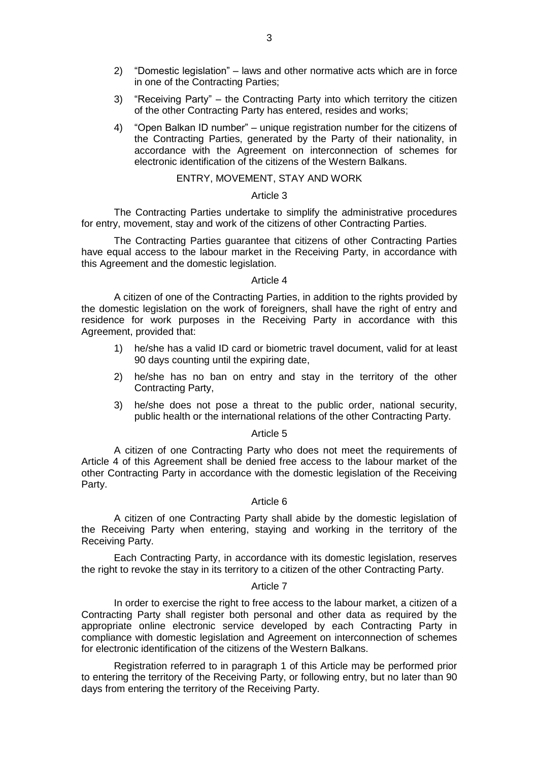2) "Domestic legislation" – laws and other normative acts which are in force in one of the Contracting Parties;

3) "Receiving Party" – the Contracting Party into which territory the citizen of the other Contracting Party has entered, resides and works;

4) "Open Balkan ID number" – unique registration number for the citizens of the Contracting Parties, generated by the Party of their nationality, in accordance with the Agreement on interconnection of schemes for electronic identification of the citizens of the Western Balkans.

## ENTRY, MOVEMENT, STAY AND WORK

### Article 3

The Contracting Parties undertake to simplify the administrative procedures for entry, movement, stay and work of the citizens of other Contracting Parties.

The Contracting Parties guarantee that citizens of other Contracting Parties have equal access to the labour market in the Receiving Party, in accordance with this Agreement and the domestic legislation.

### Article 4

A citizen of one of the Contracting Parties, in addition to the rights provided by the domestic legislation on the work of foreigners, shall have the right of entry and residence for work purposes in the Receiving Party in accordance with this Agreement, provided that:

1) he/she has a valid ID card or biometric travel document, valid for at least 90 days counting until the expiring date,

2) he/she has no ban on entry and stay in the territory of the other Contracting Party,

3) he/she does not pose a threat to the public order, national security, public health or the international relations of the other Contracting Party.

### Article 5

A citizen of one Contracting Party who does not meet the requirements of Article 4 of this Agreement shall be denied free access to the labour market of the other Contracting Party in accordance with the domestic legislation of the Receiving Party.

### Article 6

A citizen of one Contracting Party shall abide by the domestic legislation of the Receiving Party when entering, staying and working in the territory of the Receiving Party.

Each Contracting Party, in accordance with its domestic legislation, reserves the right to revoke the stay in its territory to a citizen of the other Contracting Party.

### Article 7

In order to exercise the right to free access to the labour market, a citizen of a Contracting Party shall register both personal and other data as required by the appropriate online electronic service developed by each Contracting Party in compliance with domestic legislation and Agreement on interconnection of schemes for electronic identification of the citizens of the Western Balkans.

Registration referred to in paragraph 1 of this Article may be performed prior to entering the territory of the Receiving Party, or following entry, but no later than 90 days from entering the territory of the Receiving Party.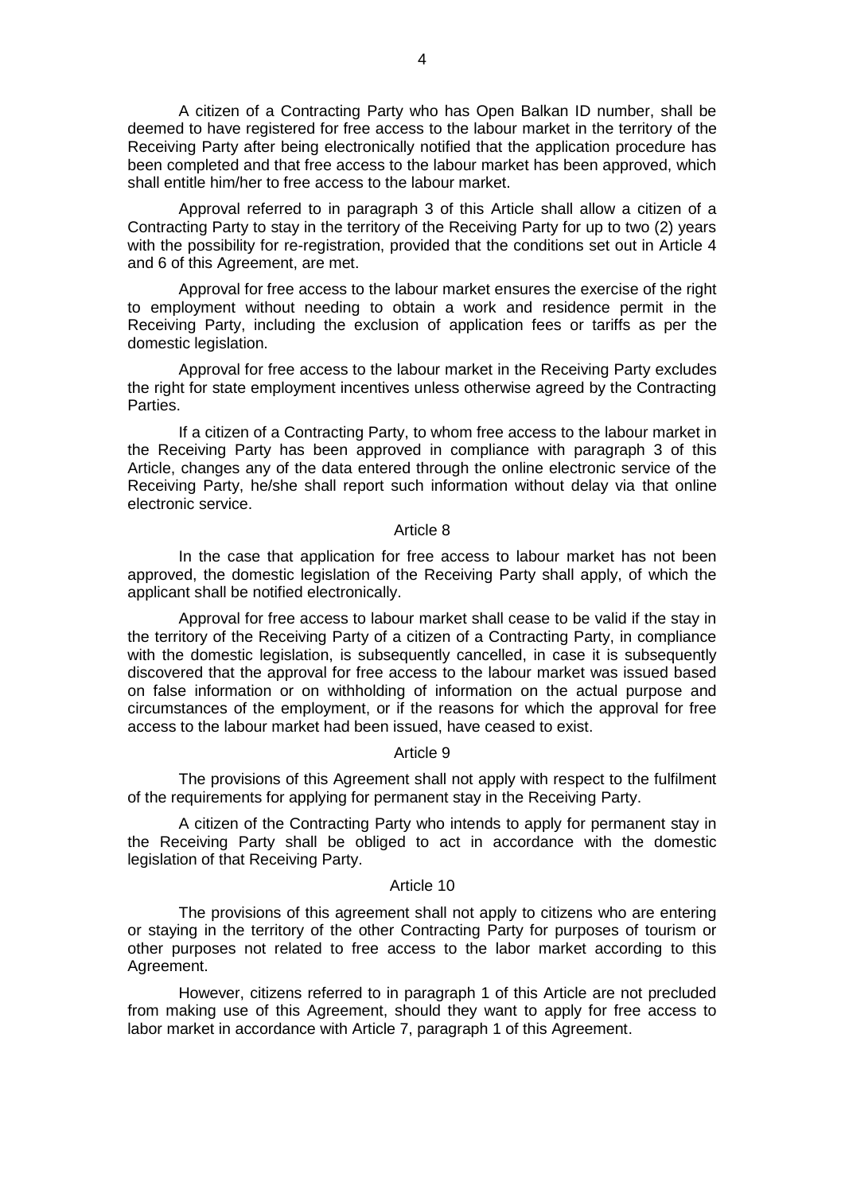A citizen of a Contracting Party who has Open Balkan ID number, shall be deemed to have registered for free access to the labour market in the territory of the Receiving Party after being electronically notified that the application procedure has been completed and that free access to the labour market has been approved, which shall entitle him/her to free access to the labour market.

Approval referred to in paragraph 3 of this Article shall allow a citizen of a Contracting Party to stay in the territory of the Receiving Party for up to two (2) years with the possibility for re-registration, provided that the conditions set out in Article 4 and 6 of this Agreement, are met.

Approval for free access to the labour market ensures the exercise of the right to employment without needing to obtain a work and residence permit in the Receiving Party, including the exclusion of application fees or tariffs as per the domestic legislation.

Approval for free access to the labour market in the Receiving Party excludes the right for state employment incentives unless otherwise agreed by the Contracting Parties.

If a citizen of a Contracting Party, to whom free access to the labour market in the Receiving Party has been approved in compliance with paragraph 3 of this Article, changes any of the data entered through the online electronic service of the Receiving Party, he/she shall report such information without delay via that online electronic service.

Article 8

In the case that application for free access to labour market has not been approved, the domestic legislation of the Receiving Party shall apply, of which the applicant shall be notified electronically.

Approval for free access to labour market shall cease to be valid if the stay in the territory of the Receiving Party of a citizen of a Contracting Party, in compliance with the domestic legislation, is subsequently cancelled, in case it is subsequently discovered that the approval for free access to the labour market was issued based on false information or on withholding of information on the actual purpose and circumstances of the employment, or if the reasons for which the approval for free access to the labour market had been issued, have ceased to exist.

Article 9

The provisions of this Agreement shall not apply with respect to the fulfilment of the requirements for applying for permanent stay in the Receiving Party.

A citizen of the Contracting Party who intends to apply for permanent stay in the Receiving Party shall be obliged to act in accordance with the domestic legislation of that Receiving Party.

Article 10

The provisions of this agreement shall not apply to citizens who are entering or staying in the territory of the other Contracting Party for purposes of tourism or other purposes not related to free access to the labor market according to this Agreement.

However, citizens referred to in paragraph 1 of this Article are not precluded from making use of this Agreement, should they want to apply for free access to labor market in accordance with Article 7, paragraph 1 of this Agreement.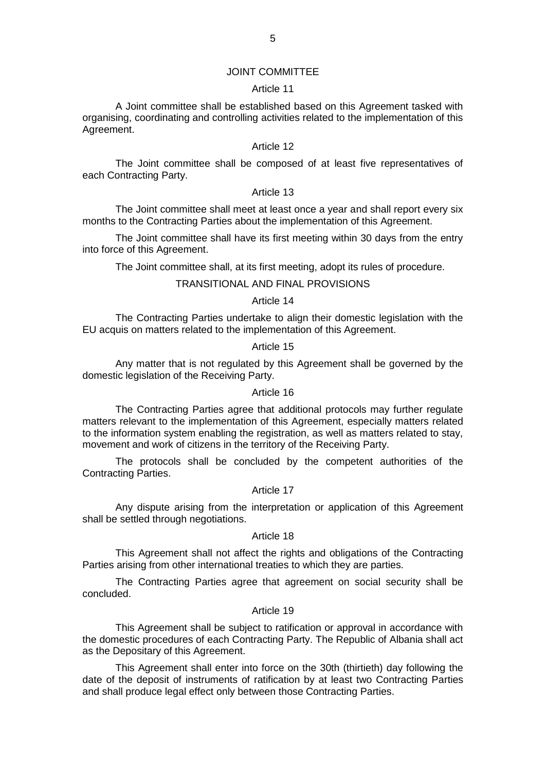## JOINT COMMITTEE

### Article 11

A Joint committee shall be established based on this Agreement tasked with organising, coordinating and controlling activities related to the implementation of this Agreement.

### Article 12

The Joint committee shall be composed of at least five representatives of each Contracting Party.

### Article 13

The Joint committee shall meet at least once a year and shall report every six months to the Contracting Parties about the implementation of this Agreement.

The Joint committee shall have its first meeting within 30 days from the entry into force of this Agreement.

The Joint committee shall, at its first meeting, adopt its rules of procedure.

## TRANSITIONAL AND FINAL PROVISIONS

### Article 14

The Contracting Parties undertake to align their domestic legislation with the EU acquis on matters related to the implementation of this Agreement.

### Article 15

Any matter that is not regulated by this Agreement shall be governed by the domestic legislation of the Receiving Party.

### Article 16

The Contracting Parties agree that additional protocols may further regulate matters relevant to the implementation of this Agreement, especially matters related to the information system enabling the registration, as well as matters related to stay, movement and work of citizens in the territory of the Receiving Party.

The protocols shall be concluded by the competent authorities of the Contracting Parties.

### Article 17

Any dispute arising from the interpretation or application of this Agreement shall be settled through negotiations.

### Article 18

This Agreement shall not affect the rights and obligations of the Contracting Parties arising from other international treaties to which they are parties.

The Contracting Parties agree that agreement on social security shall be concluded.

### Article 19

This Agreement shall be subject to ratification or approval in accordance with the domestic procedures of each Contracting Party. The Republic of Albania shall act as the Depositary of this Agreement.

This Agreement shall enter into force on the 30th (thirtieth) day following the date of the deposit of instruments of ratification by at least two Contracting Parties and shall produce legal effect only between those Contracting Parties.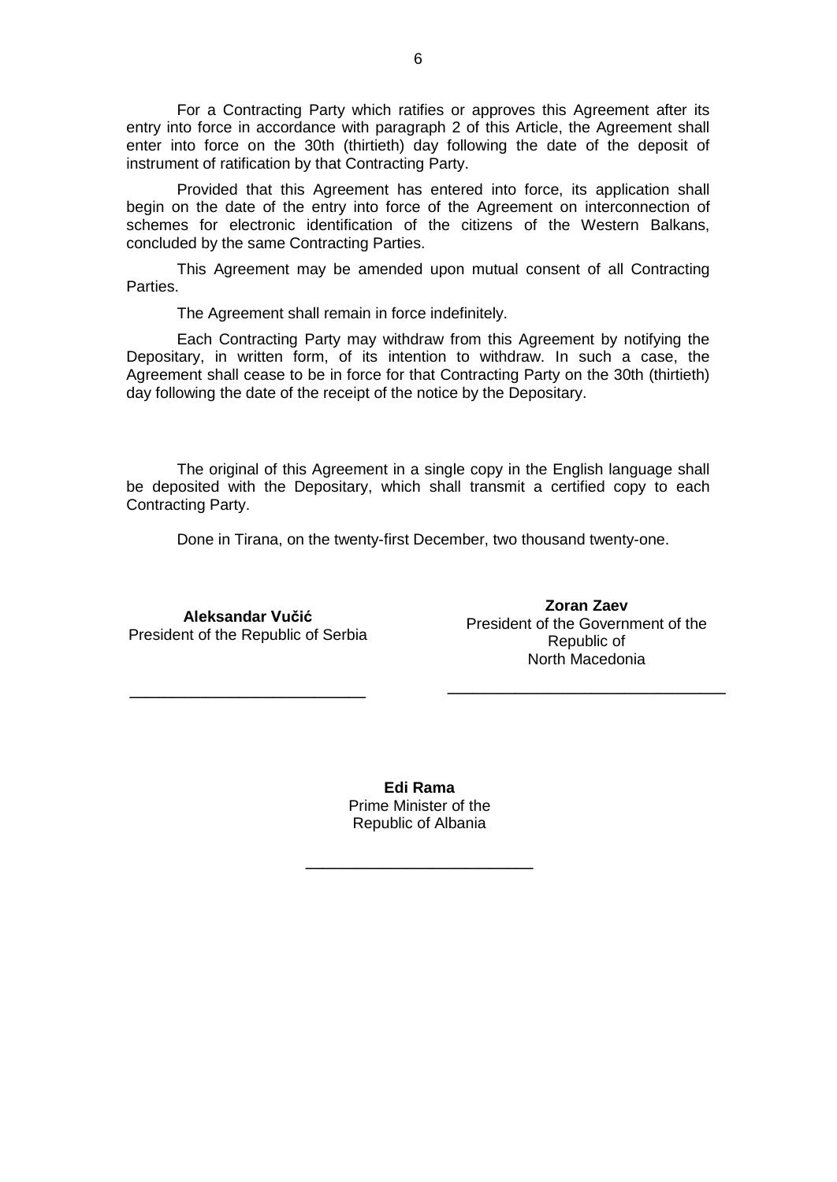For a Contracting Party which ratifies or approves this Agreement after its entry into force in accordance with paragraph 2 of this Article, the Agreement shall enter into force on the 30th (thirtieth) day following the date of the deposit of instrument of ratification by that Contracting Party.

Provided that this Agreement has entered into force, its application shall begin on the date of the entry into force of the Agreement on interconnection of schemes for electronic identification of the citizens of the Western Balkans, concluded by the same Contracting Parties.

This Agreement may be amended upon mutual consent of all Contracting Parties.

The Agreement shall remain in force indefinitely.

Each Contracting Party may withdraw from this Agreement by notifying the Depositary, in written form, of its intention to withdraw. In such a case, the Agreement shall cease to be in force for that Contracting Party on the 30th (thirtieth) day following the date of the receipt of the notice by the Depositary.

The original of this Agreement in a single copy in the English language shall be deposited with the Depositary, which shall transmit a certified copy to each Contracting Party.

Done in Tirana, on the twenty-first December, two thousand twenty-one.

**Aleksandar Vučić**
President of the Republic of Serbia

\_\_\_\_\_\_\_\_\_\_\_\_\_\_\_\_\_\_\_\_\_\_\_\_\_\_\_

**Zoran Zaev**
President of the Government of the Republic of North Macedonia

\_\_\_\_\_\_\_\_\_\_\_\_\_\_\_\_\_\_\_\_\_\_\_\_\_\_\_

**Edi Rama**
Prime Minister of the Republic of Albania

\_\_\_\_\_\_\_\_\_\_\_\_\_\_\_\_\_\_\_\_\_\_\_\_\_\_\_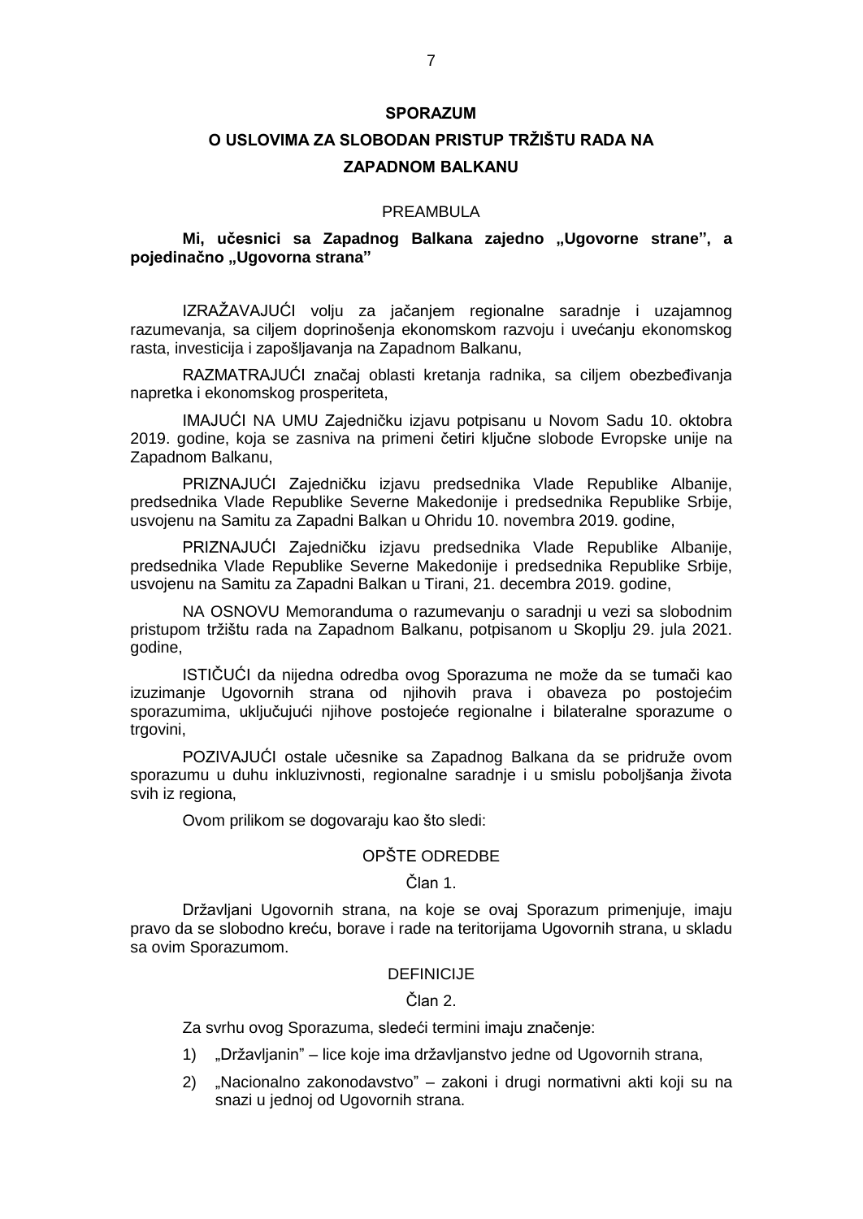# SPORAZUM

# O USLOVIMA ZA SLOBODAN PRISTUP TRŽIŠTU RADA NA ZAPADNOM BALKANU

PREAMBULA

**Mi, učesnici sa Zapadnog Balkana zajedno „Ugovorne strane”, a pojedinačno „Ugovorna strana”**

IZRAŽAVAJUĆI volju za jačanjem regionalne saradnje i uzajamnog razumevanja, sa ciljem doprinošenja ekonomskom razvoju i uvećanju ekonomskog rasta, investicija i zapošljavanja na Zapadnom Balkanu,

RAZMATRAJUĆI značaj oblasti kretanja radnika, sa ciljem obezbeđivanja napretka i ekonomskog prosperiteta,

IMAJUĆI NA UMU Zajedničku izjavu potpisanu u Novom Sadu 10. oktobra 2019. godine, koja se zasniva na primeni četiri ključne slobode Evropske unije na Zapadnom Balkanu,

PRIZNAJUĆI Zajedničku izjavu predsednika Vlade Republike Albanije, predsednika Vlade Republike Severne Makedonije i predsednika Republike Srbije, usvojenu na Samitu za Zapadni Balkan u Ohridu 10. novembra 2019. godine,

PRIZNAJUĆI Zajedničku izjavu predsednika Vlade Republike Albanije, predsednika Vlade Republike Severne Makedonije i predsednika Republike Srbije, usvojenu na Samitu za Zapadni Balkan u Tirani, 21. decembra 2019. godine,

NA OSNOVU Memoranduma o razumevanju o saradnji u vezi sa slobodnim pristupom tržištu rada na Zapadnom Balkanu, potpisanom u Skoplju 29. jula 2021. godine,

ISTIČUĆI da nijedna odredba ovog Sporazuma ne može da se tumači kao izuzimanje Ugovornih strana od njihovih prava i obaveza po postojećim sporazumima, uključujući njihove postojeće regionalne i bilateralne sporazume o trgovini,

POZIVAJUĆI ostale učesnike sa Zapadnog Balkana da se pridruže ovom sporazumu u duhu inkluzivnosti, regionalne saradnje i u smislu poboljšanja života svih iz regiona,

Ovom prilikom se dogovaraju kao što sledi:

## OPŠTE ODREDBE

### Član 1.

Državljani Ugovornih strana, na koje se ovaj Sporazum primenjuje, imaju pravo da se slobodno kreću, borave i rade na teritorijama Ugovornih strana, u skladu sa ovim Sporazumom.

## DEFINICIJE

### Član 2.

Za svrhu ovog Sporazuma, sledeći termini imaju značenje:

1) „Državljanin” – lice koje ima državljanstvo jedne od Ugovornih strana,
2) „Nacionalno zakonodavstvo” – zakoni i drugi normativni akti koji su na snazi u jednoj od Ugovornih strana.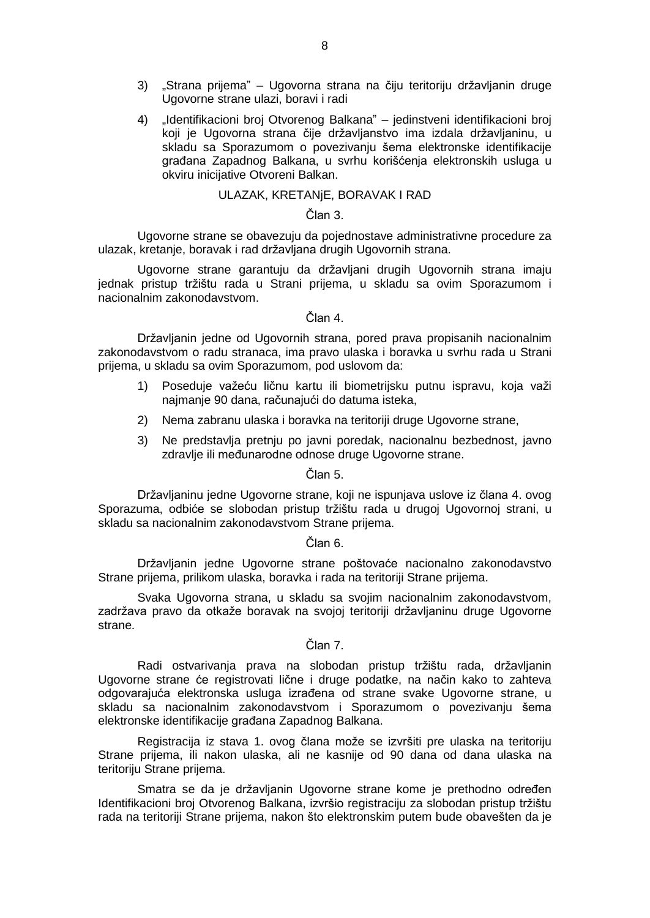3) „Strana prijema" – Ugovorna strana na čiju teritoriju državljanin druge Ugovorne strane ulazi, boravi i radi

4) „Identifikacioni broj Otvorenog Balkana" – jedinstveni identifikacioni broj koji je Ugovorna strana čije državljanstvo ima izdala državljaninu, u skladu sa Sporazumom o povezivanju šema elektronske identifikacije građana Zapadnog Balkana, u svrhu korišćenja elektronskih usluga u okviru inicijative Otvoreni Balkan.

## ULAZAK, KRETANjE, BORAVAK I RAD

### Član 3.

Ugovorne strane se obavezuju da pojednostave administrativne procedure za ulazak, kretanje, boravak i rad državljana drugih Ugovornih strana.

Ugovorne strane garantuju da državljani drugih Ugovornih strana imaju jednak pristup tržištu rada u Strani prijema, u skladu sa ovim Sporazumom i nacionalnim zakonodavstvom.

### Član 4.

Državljanin jedne od Ugovornih strana, pored prava propisanih nacionalnim zakonodavstvom o radu stranaca, ima pravo ulaska i boravka u svrhu rada u Strani prijema, u skladu sa ovim Sporazumom, pod uslovom da:

1) Poseduje važeću ličnu kartu ili biometrijsku putnu ispravu, koja važi najmanje 90 dana, računajući do datuma isteka,

2) Nema zabranu ulaska i boravka na teritoriji druge Ugovorne strane,

3) Ne predstavlja pretnju po javni poredak, nacionalnu bezbednost, javno zdravlje ili međunarodne odnose druge Ugovorne strane.

### Član 5.

Državljaninu jedne Ugovorne strane, koji ne ispunjava uslove iz člana 4. ovog Sporazuma, odbiće se slobodan pristup tržištu rada u drugoj Ugovornoj strani, u skladu sa nacionalnim zakonodavstvom Strane prijema.

### Član 6.

Državljanin jedne Ugovorne strane poštovaće nacionalno zakonodavstvo Strane prijema, prilikom ulaska, boravka i rada na teritoriji Strane prijema.

Svaka Ugovorna strana, u skladu sa svojim nacionalnim zakonodavstvom, zadržava pravo da otkaže boravak na svojoj teritoriji državljaninu druge Ugovorne strane.

### Član 7.

Radi ostvarivanja prava na slobodan pristup tržištu rada, državljanin Ugovorne strane će registrovati lične i druge podatke, na način kako to zahteva odgovarajuća elektronska usluga izrađena od strane svake Ugovorne strane, u skladu sa nacionalnim zakonodavstvom i Sporazumom o povezivanju šema elektronske identifikacije građana Zapadnog Balkana.

Registracija iz stava 1. ovog člana može se izvršiti pre ulaska na teritoriju Strane prijema, ili nakon ulaska, ali ne kasnije od 90 dana od dana ulaska na teritoriju Strane prijema.

Smatra se da je državljanin Ugovorne strane kome je prethodno određen Identifikacioni broj Otvorenog Balkana, izvršio registraciju za slobodan pristup tržištu rada na teritoriji Strane prijema, nakon što elektronskim putem bude obavešten da je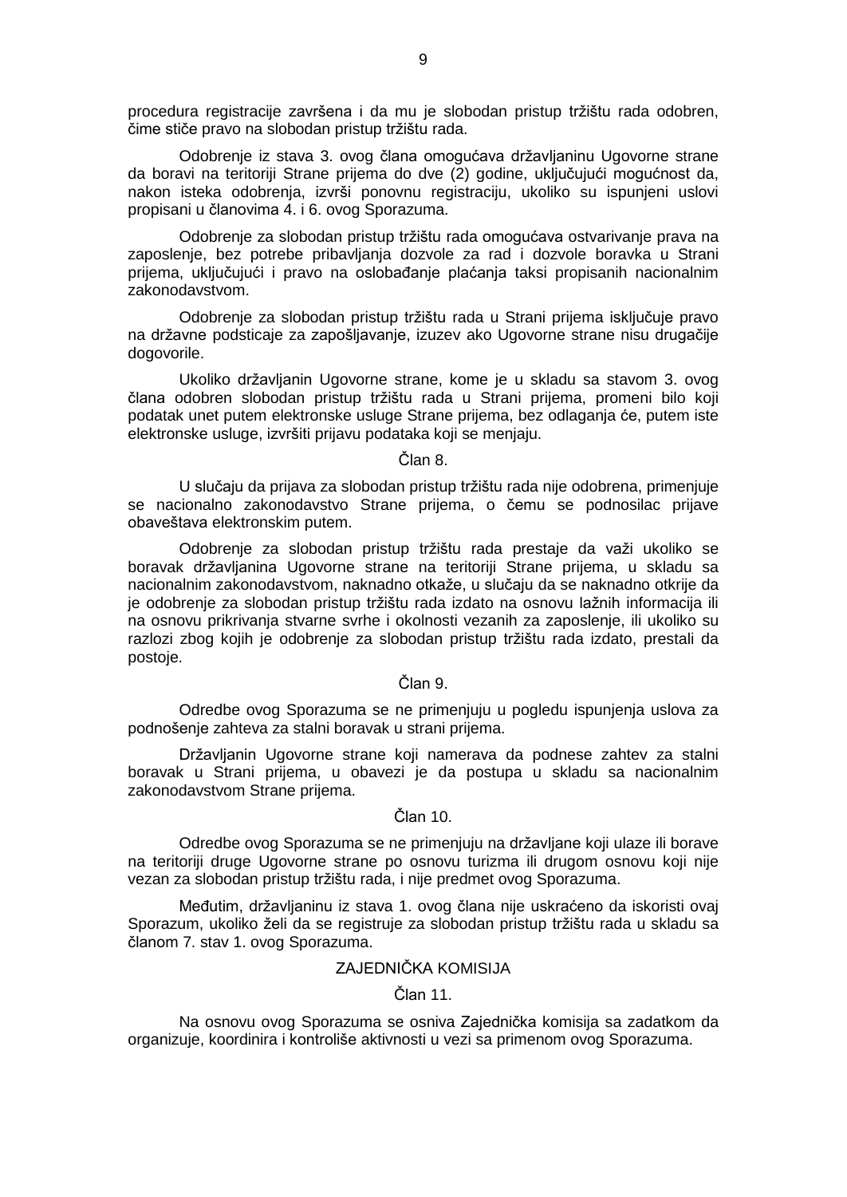procedura registracije završena i da mu je slobodan pristup tržištu rada odobren, čime stiče pravo na slobodan pristup tržištu rada.

Odobrenje iz stava 3. ovog člana omogućava državljaninu Ugovorne strane da boravi na teritoriji Strane prijema do dve (2) godine, uključujući mogućnost da, nakon isteka odobrenja, izvrši ponovnu registraciju, ukoliko su ispunjeni uslovi propisani u članovima 4. i 6. ovog Sporazuma.

Odobrenje za slobodan pristup tržištu rada omogućava ostvarivanje prava na zaposlenje, bez potrebe pribavljanja dozvole za rad i dozvole boravka u Strani prijema, uključujući i pravo na oslobađanje plaćanja taksi propisanih nacionalnim zakonodavstvom.

Odobrenje za slobodan pristup tržištu rada u Strani prijema isključuje pravo na državne podsticaje za zapošljavanje, izuzev ako Ugovorne strane nisu drugačije dogovorile.

Ukoliko državljanin Ugovorne strane, kome je u skladu sa stavom 3. ovog člana odobren slobodan pristup tržištu rada u Strani prijema, promeni bilo koji podatak unet putem elektronske usluge Strane prijema, bez odlaganja će, putem iste elektronske usluge, izvršiti prijavu podataka koji se menjaju.

Član 8.

U slučaju da prijava za slobodan pristup tržištu rada nije odobrena, primenjuje se nacionalno zakonodavstvo Strane prijema, o čemu se podnosilac prijave obaveštava elektronskim putem.

Odobrenje za slobodan pristup tržištu rada prestaje da važi ukoliko se boravak državljanina Ugovorne strane na teritoriji Strane prijema, u skladu sa nacionalnim zakonodavstvom, naknadno otkaže, u slučaju da se naknadno otkrije da je odobrenje za slobodan pristup tržištu rada izdato na osnovu lažnih informacija ili na osnovu prikrivanja stvarne svrhe i okolnosti vezanih za zaposlenje, ili ukoliko su razlozi zbog kojih je odobrenje za slobodan pristup tržištu rada izdato, prestali da postoje.

Član 9.

Odredbe ovog Sporazuma se ne primenjuju u pogledu ispunjenja uslova za podnošenje zahteva za stalni boravak u strani prijema.

Državljanin Ugovorne strane koji namerava da podnese zahtev za stalni boravak u Strani prijema, u obavezi je da postupa u skladu sa nacionalnim zakonodavstvom Strane prijema.

Član 10.

Odredbe ovog Sporazuma se ne primenjuju na državljane koji ulaze ili borave na teritoriji druge Ugovorne strane po osnovu turizma ili drugom osnovu koji nije vezan za slobodan pristup tržištu rada, i nije predmet ovog Sporazuma.

Međutim, državljaninu iz stava 1. ovog člana nije uskraćeno da iskoristi ovaj Sporazum, ukoliko želi da se registruje za slobodan pristup tržištu rada u skladu sa članom 7. stav 1. ovog Sporazuma.

ZAJEDNIČKA KOMISIJA

Član 11.

Na osnovu ovog Sporazuma se osniva Zajednička komisija sa zadatkom da organizuje, koordinira i kontroliše aktivnosti u vezi sa primenom ovog Sporazuma.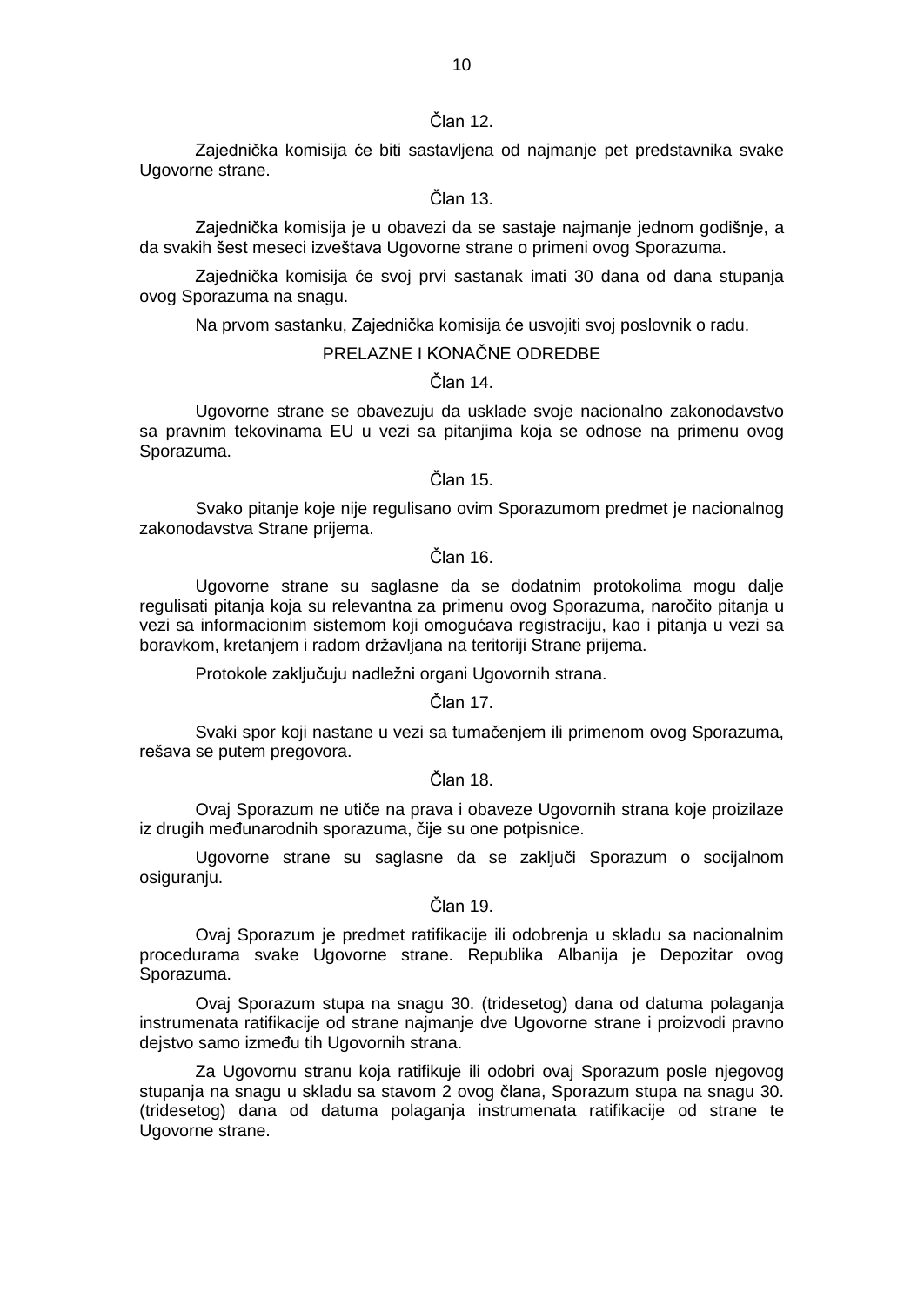### Član 12.

Zajednička komisija će biti sastavljena od najmanje pet predstavnika svake Ugovorne strane.

### Član 13.

Zajednička komisija je u obavezi da se sastaje najmanje jednom godišnje, a da svakih šest meseci izveštava Ugovorne strane o primeni ovog Sporazuma.

Zajednička komisija će svoj prvi sastanak imati 30 dana od dana stupanja ovog Sporazuma na snagu.

Na prvom sastanku, Zajednička komisija će usvojiti svoj poslovnik o radu.

## PRELAZNE I KONAČNE ODREDBE

### Član 14.

Ugovorne strane se obavezuju da usklade svoje nacionalno zakonodavstvo sa pravnim tekovinama EU u vezi sa pitanjima koja se odnose na primenu ovog Sporazuma.

### Član 15.

Svako pitanje koje nije regulisano ovim Sporazumom predmet je nacionalnog zakonodavstva Strane prijema.

### Član 16.

Ugovorne strane su saglasne da se dodatnim protokolima mogu dalje regulisati pitanja koja su relevantna za primenu ovog Sporazuma, naročito pitanja u vezi sa informacionim sistemom koji omogućava registraciju, kao i pitanja u vezi sa boravkom, kretanjem i radom državljana na teritoriji Strane prijema.

Protokole zaključuju nadležni organi Ugovornih strana.

### Član 17.

Svaki spor koji nastane u vezi sa tumačenjem ili primenom ovog Sporazuma, rešava se putem pregovora.

### Član 18.

Ovaj Sporazum ne utiče na prava i obaveze Ugovornih strana koje proizilaze iz drugih međunarodnih sporazuma, čije su one potpisnice.

Ugovorne strane su saglasne da se zaključi Sporazum o socijalnom osiguranju.

### Član 19.

Ovaj Sporazum je predmet ratifikacije ili odobrenja u skladu sa nacionalnim procedurama svake Ugovorne strane. Republika Albanija je Depozitar ovog Sporazuma.

Ovaj Sporazum stupa na snagu 30. (tridesetog) dana od datuma polaganja instrumenata ratifikacije od strane najmanje dve Ugovorne strane i proizvodi pravno dejstvo samo između tih Ugovornih strana.

Za Ugovornu stranu koja ratifikuje ili odobri ovaj Sporazum posle njegovog stupanja na snagu u skladu sa stavom 2 ovog člana, Sporazum stupa na snagu 30. (tridesetog) dana od datuma polaganja instrumenata ratifikacije od strane te Ugovorne strane.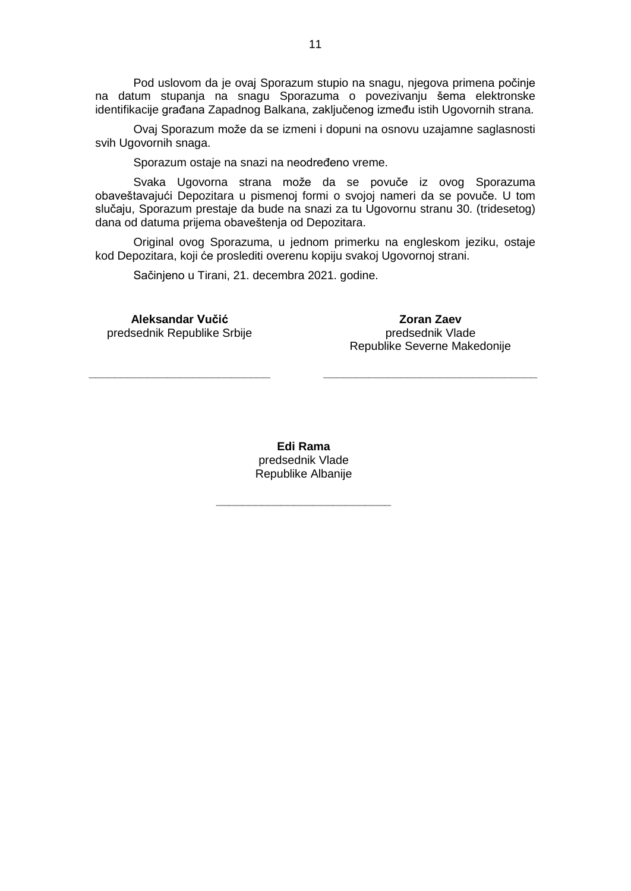Pod uslovom da je ovaj Sporazum stupio na snagu, njegova primena počinje na datum stupanja na snagu Sporazuma o povezivanju šema elektronske identifikacije građana Zapadnog Balkana, zaključenog između istih Ugovornih strana.

Ovaj Sporazum može da se izmeni i dopuni na osnovu uzajamne saglasnosti svih Ugovornih snaga.

Sporazum ostaje na snazi na neodređeno vreme.

Svaka Ugovorna strana može da se povuče iz ovog Sporazuma obaveštavajući Depozitara u pismenoj formi o svojoj nameri da se povuče. U tom slučaju, Sporazum prestaje da bude na snazi za tu Ugovornu stranu 30. (tridesetog) dana od datuma prijema obaveštenja od Depozitara.

Original ovog Sporazuma, u jednom primerku na engleskom jeziku, ostaje kod Depozitara, koji će proslediti overenu kopiju svakoj Ugovornoj strani.

Sačinjeno u Tirani, 21. decembra 2021. godine.

**Aleksandar Vučić**
predsednik Republike Srbije

___________________________

**Zoran Zaev**
predsednik Vlade
Republike Severne Makedonije

___________________________

**Edi Rama**
predsednik Vlade
Republike Albanije

___________________________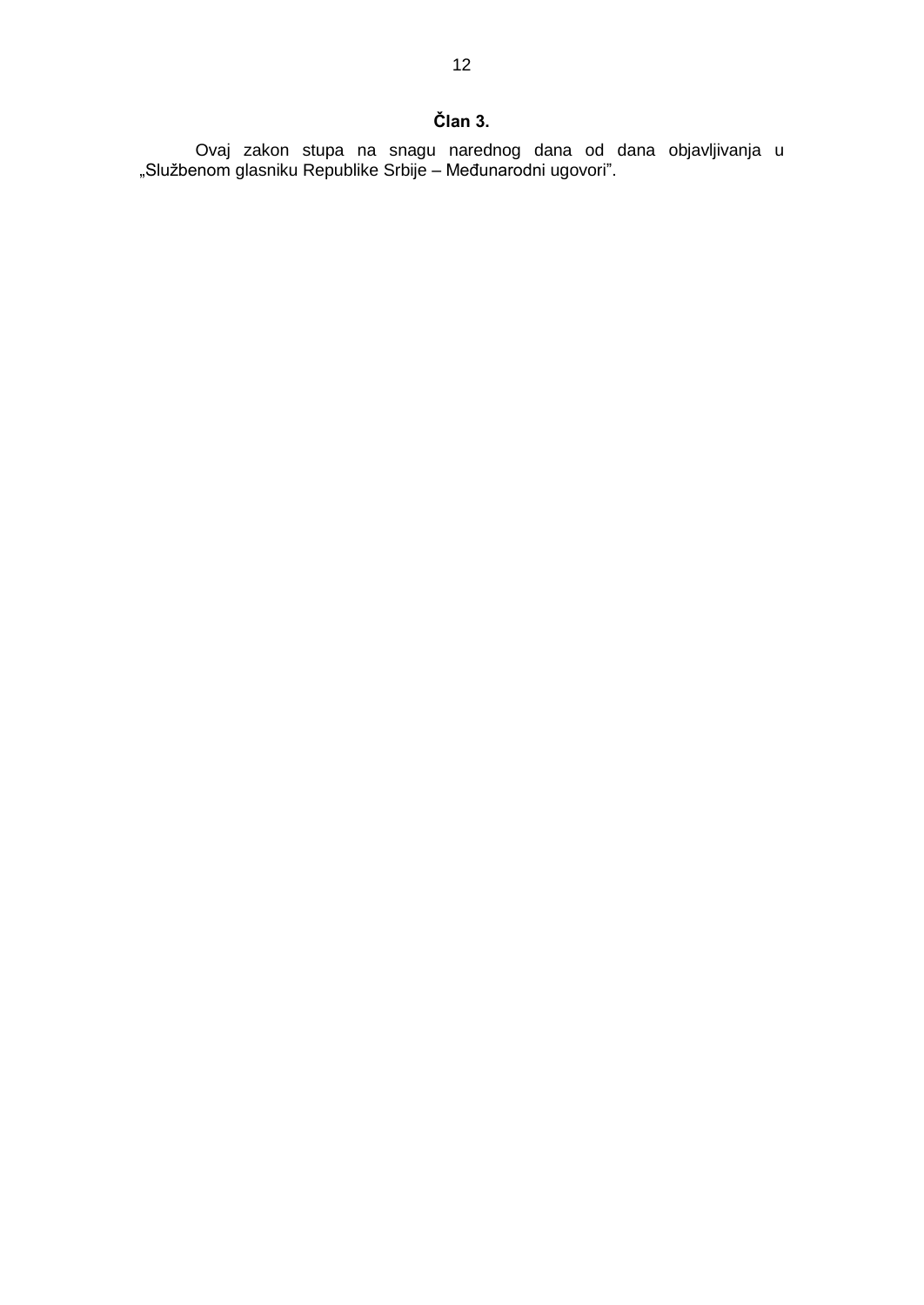**Član 3.**

Ovaj zakon stupa na snagu narednog dana od dana objavljivanja u „Službenom glasniku Republike Srbije – Međunarodni ugovori”.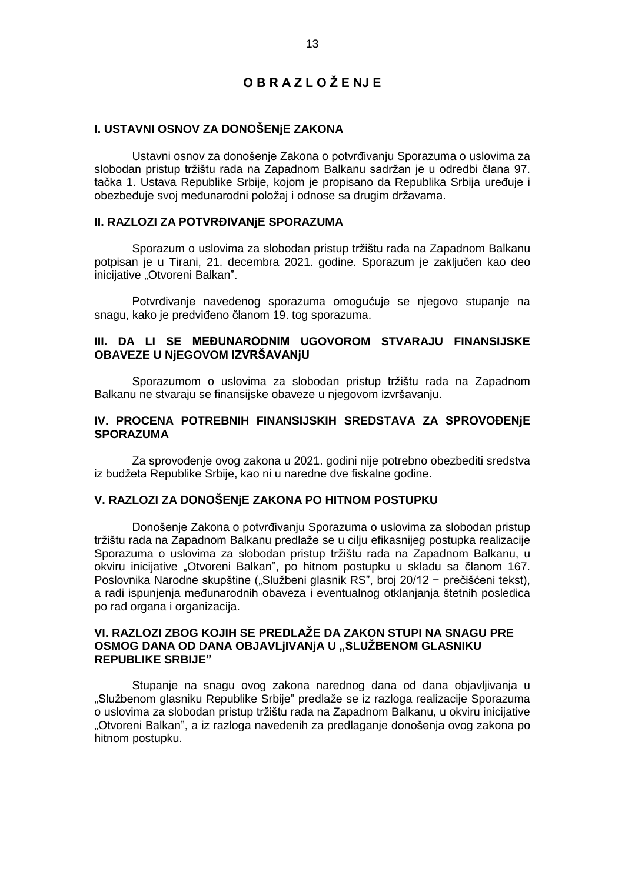# O B R A Z L O Ž E NJ E

## I. USTAVNI OSNOV ZA DONOŠENjE ZAKONA

Ustavni osnov za donošenje Zakona o potvrđivanju Sporazuma o uslovima za slobodan pristup tržištu rada na Zapadnom Balkanu sadržan je u odredbi člana 97. tačka 1. Ustava Republike Srbije, kojom je propisano da Republika Srbija uređuje i obezbeđuje svoj međunarodni položaj i odnose sa drugim državama.

## II. RAZLOZI ZA POTVRĐIVANjE SPORAZUMA

Sporazum o uslovima za slobodan pristup tržištu rada na Zapadnom Balkanu potpisan je u Tirani, 21. decembra 2021. godine. Sporazum je zaključen kao deo inicijative „Otvoreni Balkan”.

Potvrđivanje navedenog sporazuma omogućuje se njegovo stupanje na snagu, kako je predviđeno članom 19. tog sporazuma.

## III. DA LI SE MEĐUNARODNIM UGOVOROM STVARAJU FINANSIJSKE OBAVEZE U NjEGOVOM IZVRŠAVANjU

Sporazumom o uslovima za slobodan pristup tržištu rada na Zapadnom Balkanu ne stvaraju se finansijske obaveze u njegovom izvršavanju.

## IV. PROCENA POTREBNIH FINANSIJSKIH SREDSTAVA ZA SPROVOĐENjE SPORAZUMA

Za sprovođenje ovog zakona u 2021. godini nije potrebno obezbediti sredstva iz budžeta Republike Srbije, kao ni u naredne dve fiskalne godine.

## V. RAZLOZI ZA DONOŠENjE ZAKONA PO HITNOM POSTUPKU

Donošenje Zakona o potvrđivanju Sporazuma o uslovima za slobodan pristup tržištu rada na Zapadnom Balkanu predlaže se u cilju efikasnijeg postupka realizacije Sporazuma o uslovima za slobodan pristup tržištu rada na Zapadnom Balkanu, u okviru inicijative „Otvoreni Balkan”, po hitnom postupku u skladu sa članom 167. Poslovnika Narodne skupštine („Službeni glasnik RS”, broj 20/12 − prečišćeni tekst), a radi ispunjenja međunarodnih obaveza i eventualnog otklanjanja štetnih posledica po rad organa i organizacija.

## VI. RAZLOZI ZBOG KOJIH SE PREDLAŽE DA ZAKON STUPI NA SNAGU PRE OSMOG DANA OD DANA OBJAVLjIVANjA U „SLUŽBENOM GLASNIKU REPUBLIKE SRBIJE”

Stupanje na snagu ovog zakona narednog dana od dana objavljivanja u „Službenom glasniku Republike Srbije” predlaže se iz razloga realizacije Sporazuma o uslovima za slobodan pristup tržištu rada na Zapadnom Balkanu, u okviru inicijative „Otvoreni Balkan”, a iz razloga navedenih za predlaganje donošenja ovog zakona po hitnom postupku.